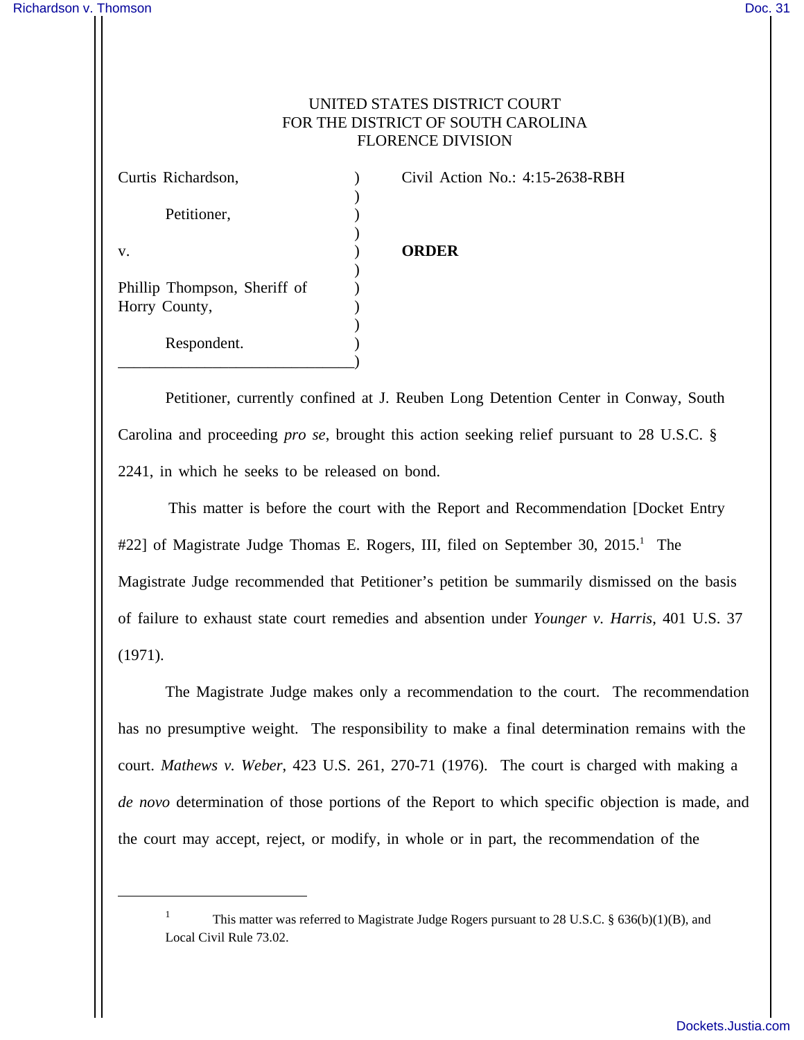UNITED STATES DISTRICT COURT
FOR THE DISTRICT OF SOUTH CAROLINA
FLORENCE DIVISION

Curtis Richardson,

Petitioner,

v.

Phillip Thompson, Sheriff of Horry County,

Respondent.

Civil Action No.: 4:15-2638-RBH

**ORDER**

Petitioner, currently confined at J. Reuben Long Detention Center in Conway, South Carolina and proceeding *pro se*, brought this action seeking relief pursuant to 28 U.S.C. § 2241, in which he seeks to be released on bond.

This matter is before the court with the Report and Recommendation [Docket Entry #22] of Magistrate Judge Thomas E. Rogers, III, filed on September 30, 2015.[1] The Magistrate Judge recommended that Petitioner's petition be summarily dismissed on the basis of failure to exhaust state court remedies and absention under *Younger v. Harris*, 401 U.S. 37 (1971).

The Magistrate Judge makes only a recommendation to the court. The recommendation has no presumptive weight. The responsibility to make a final determination remains with the court. *Mathews v. Weber*, 423 U.S. 261, 270-71 (1976). The court is charged with making a *de novo* determination of those portions of the Report to which specific objection is made, and the court may accept, reject, or modify, in whole or in part, the recommendation of the

[1] This matter was referred to Magistrate Judge Rogers pursuant to 28 U.S.C. § 636(b)(1)(B), and Local Civil Rule 73.02.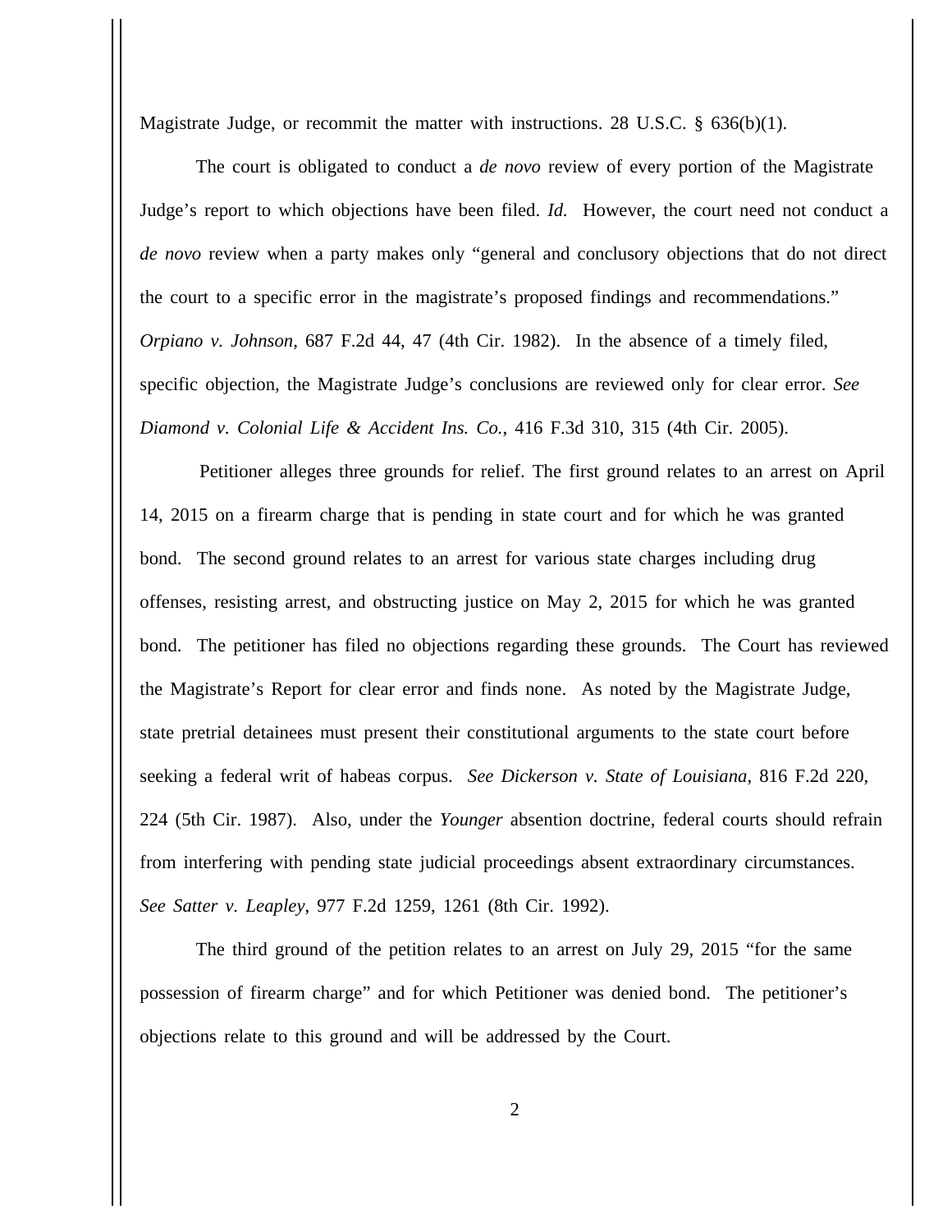Magistrate Judge, or recommit the matter with instructions. 28 U.S.C. § 636(b)(1).

The court is obligated to conduct a *de novo* review of every portion of the Magistrate Judge's report to which objections have been filed. *Id.* However, the court need not conduct a *de novo* review when a party makes only "general and conclusory objections that do not direct the court to a specific error in the magistrate's proposed findings and recommendations." *Orpiano v. Johnson*, 687 F.2d 44, 47 (4th Cir. 1982). In the absence of a timely filed, specific objection, the Magistrate Judge's conclusions are reviewed only for clear error. *See Diamond v. Colonial Life & Accident Ins. Co.*, 416 F.3d 310, 315 (4th Cir. 2005).

Petitioner alleges three grounds for relief. The first ground relates to an arrest on April 14, 2015 on a firearm charge that is pending in state court and for which he was granted bond. The second ground relates to an arrest for various state charges including drug offenses, resisting arrest, and obstructing justice on May 2, 2015 for which he was granted bond. The petitioner has filed no objections regarding these grounds. The Court has reviewed the Magistrate's Report for clear error and finds none. As noted by the Magistrate Judge, state pretrial detainees must present their constitutional arguments to the state court before seeking a federal writ of habeas corpus. *See Dickerson v. State of Louisiana*, 816 F.2d 220, 224 (5th Cir. 1987). Also, under the *Younger* absention doctrine, federal courts should refrain from interfering with pending state judicial proceedings absent extraordinary circumstances. *See Satter v. Leapley*, 977 F.2d 1259, 1261 (8th Cir. 1992).

The third ground of the petition relates to an arrest on July 29, 2015 "for the same possession of firearm charge" and for which Petitioner was denied bond. The petitioner's objections relate to this ground and will be addressed by the Court.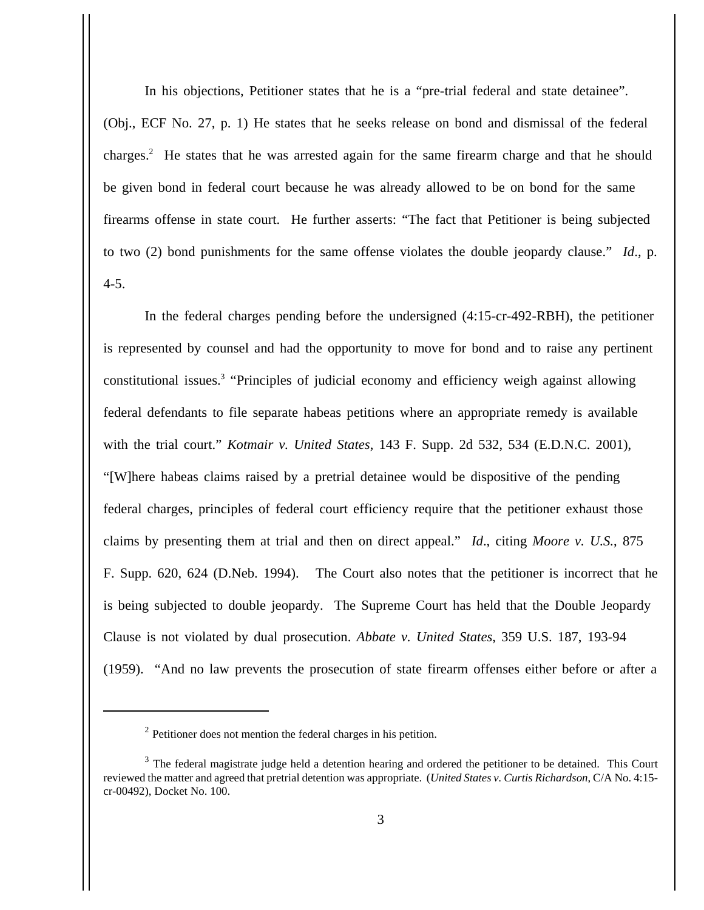In his objections, Petitioner states that he is a "pre-trial federal and state detainee". (Obj., ECF No. 27, p. 1) He states that he seeks release on bond and dismissal of the federal charges.[2] He states that he was arrested again for the same firearm charge and that he should be given bond in federal court because he was already allowed to be on bond for the same firearms offense in state court. He further asserts: "The fact that Petitioner is being subjected to two (2) bond punishments for the same offense violates the double jeopardy clause." *Id*., p. 4-5.

In the federal charges pending before the undersigned (4:15-cr-492-RBH), the petitioner is represented by counsel and had the opportunity to move for bond and to raise any pertinent constitutional issues.[3] "Principles of judicial economy and efficiency weigh against allowing federal defendants to file separate habeas petitions where an appropriate remedy is available with the trial court." *Kotmair v. United States*, 143 F. Supp. 2d 532, 534 (E.D.N.C. 2001), "[W]here habeas claims raised by a pretrial detainee would be dispositive of the pending federal charges, principles of federal court efficiency require that the petitioner exhaust those claims by presenting them at trial and then on direct appeal." *Id*., citing *Moore v. U.S.*, 875 F. Supp. 620, 624 (D.Neb. 1994). The Court also notes that the petitioner is incorrect that he is being subjected to double jeopardy. The Supreme Court has held that the Double Jeopardy Clause is not violated by dual prosecution. *Abbate v. United States*, 359 U.S. 187, 193-94 (1959). "And no law prevents the prosecution of state firearm offenses either before or after a

---

[2] Petitioner does not mention the federal charges in his petition.

[3] The federal magistrate judge held a detention hearing and ordered the petitioner to be detained. This Court reviewed the matter and agreed that pretrial detention was appropriate. (*United States v. Curtis Richardson*, C/A No. 4:15-cr-00492), Docket No. 100.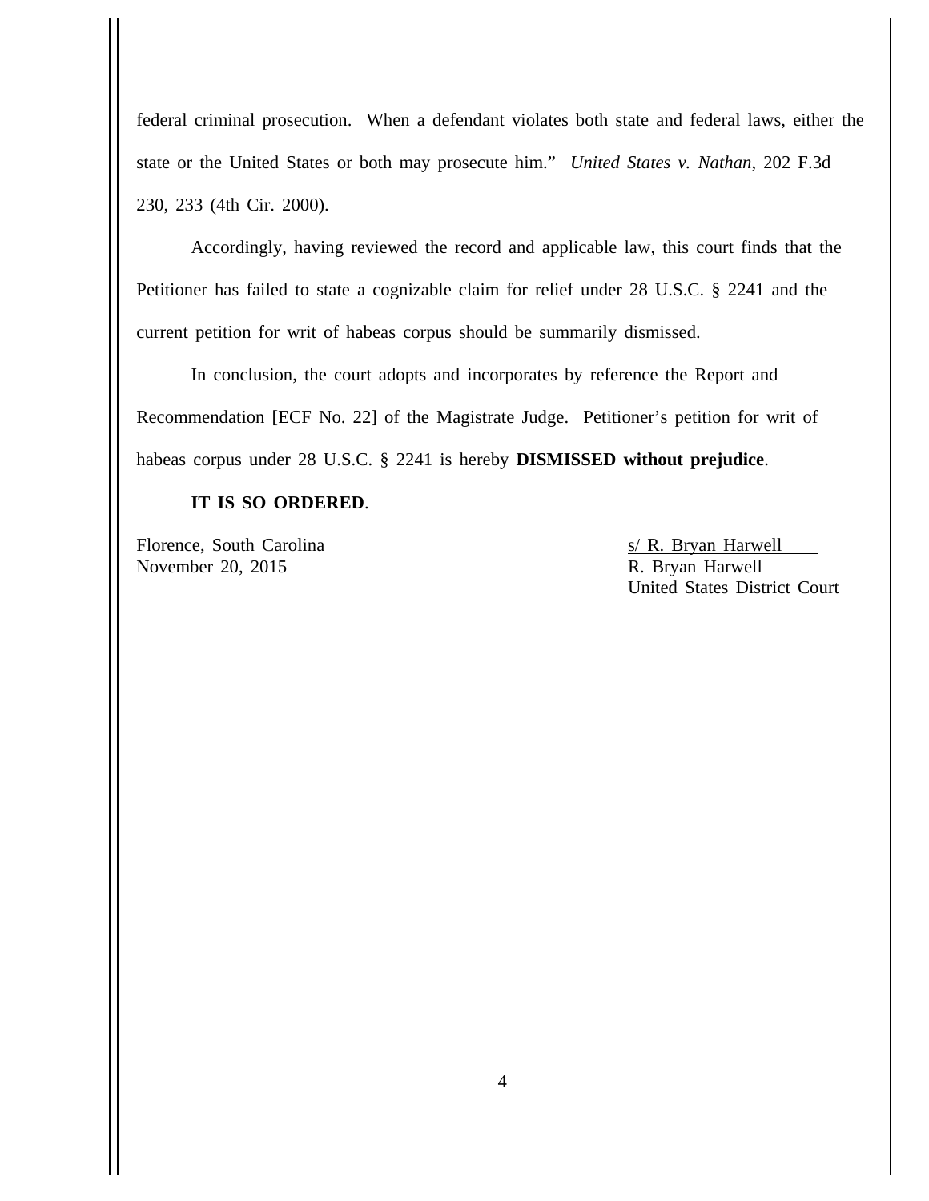federal criminal prosecution. When a defendant violates both state and federal laws, either the state or the United States or both may prosecute him." *United States v. Nathan*, 202 F.3d 230, 233 (4th Cir. 2000).

Accordingly, having reviewed the record and applicable law, this court finds that the Petitioner has failed to state a cognizable claim for relief under 28 U.S.C. § 2241 and the current petition for writ of habeas corpus should be summarily dismissed.

In conclusion, the court adopts and incorporates by reference the Report and Recommendation [ECF No. 22] of the Magistrate Judge. Petitioner's petition for writ of habeas corpus under 28 U.S.C. § 2241 is hereby **DISMISSED without prejudice**.

**IT IS SO ORDERED**.

Florence, South Carolina
November 20, 2015

s/ R. Bryan Harwell
R. Bryan Harwell
United States District Court